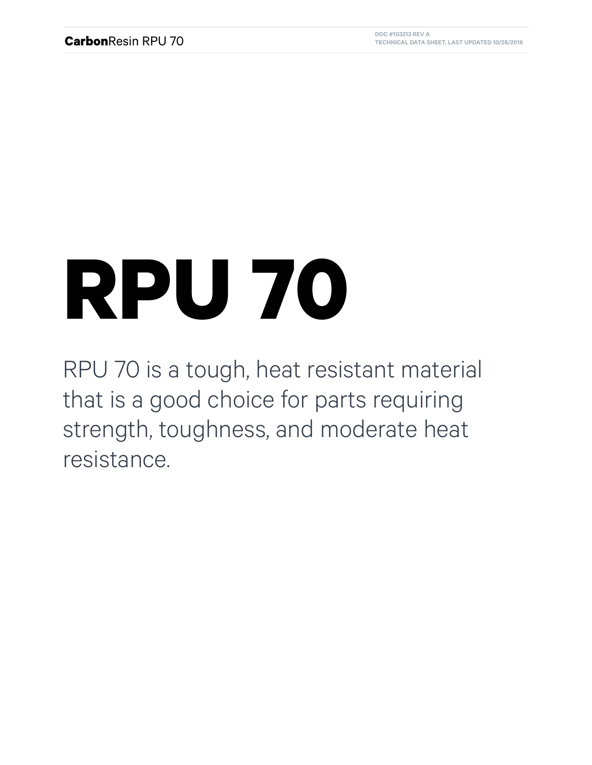# RPU 70

RPU 70 is a tough, heat resistant material that is a good choice for parts requiring strength, toughness, and moderate heat resistance.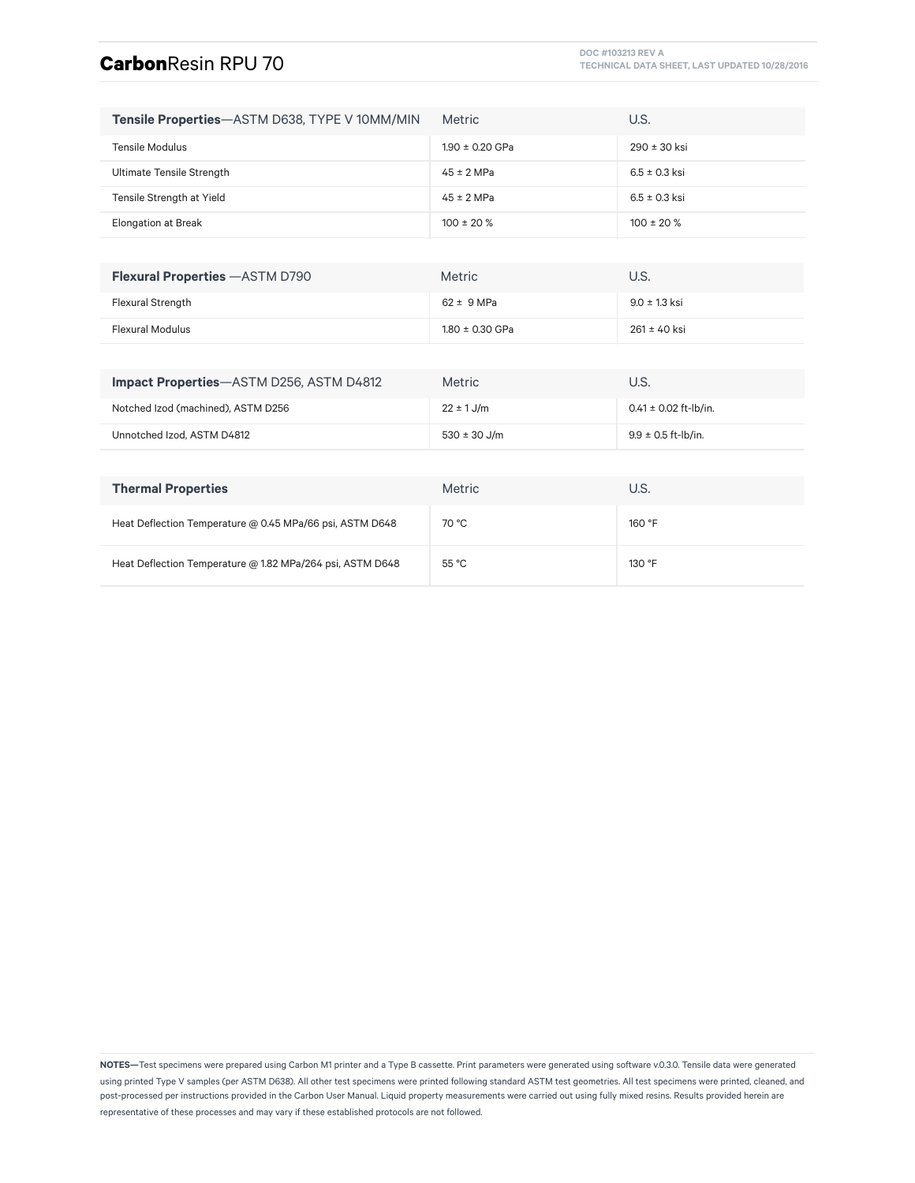| **Tensile Properties**—ASTM D638, TYPE V 10MM/MIN | Metric | U.S. |
|---|---|---|
| Tensile Modulus | 1.90 ± 0.20 GPa | 290 ± 30 ksi |
| Ultimate Tensile Strength | 45 ± 2 MPa | 6.5 ± 0.3 ksi |
| Tensile Strength at Yield | 45 ± 2 MPa | 6.5 ± 0.3 ksi |
| Elongation at Break | 100 ± 20 % | 100 ± 20 % |

| **Flexural Properties** —ASTM D790 | Metric | U.S. |
|---|---|---|
| Flexural Strength | 62 ± 9 MPa | 9.0 ± 1.3 ksi |
| Flexural Modulus | 1.80 ± 0.30 GPa | 261 ± 40 ksi |

| **Impact Properties**—ASTM D256, ASTM D4812 | Metric | U.S. |
|---|---|---|
| Notched Izod (machined), ASTM D256 | 22 ± 1 J/m | 0.41 ± 0.02 ft-lb/in. |
| Unnotched Izod, ASTM D4812 | 530 ± 30 J/m | 9.9 ± 0.5 ft-lb/in. |

| **Thermal Properties** | Metric | U.S. |
|---|---|---|
| Heat Deflection Temperature @ 0.45 MPa/66 psi, ASTM D648 | 70 °C | 160 °F |
| Heat Deflection Temperature @ 1.82 MPa/264 psi, ASTM D648 | 55 °C | 130 °F |

**NOTES—**Test specimens were prepared using Carbon M1 printer and a Type B cassette. Print parameters were generated using software v.0.3.0. Tensile data were generated using printed Type V samples (per ASTM D638). All other test specimens were printed following standard ASTM test geometries. All test specimens were printed, cleaned, and post-processed per instructions provided in the Carbon User Manual. Liquid property measurements were carried out using fully mixed resins. Results provided herein are representative of these processes and may vary if these established protocols are not followed.